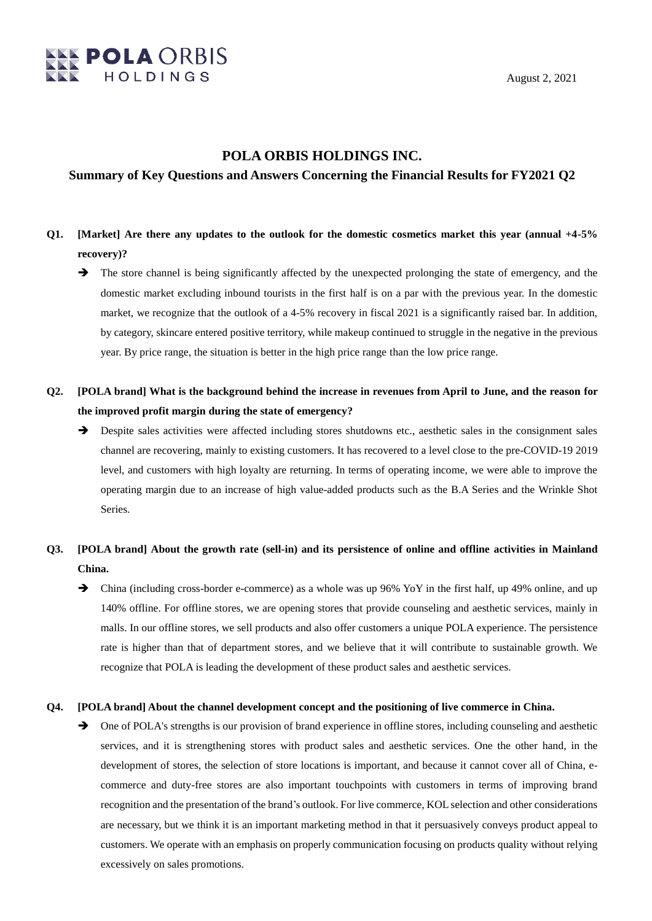POLA ORBIS HOLDINGS

August 2, 2021

# POLA ORBIS HOLDINGS INC.

## Summary of Key Questions and Answers Concerning the Financial Results for FY2021 Q2

**Q1. [Market] Are there any updates to the outlook for the domestic cosmetics market this year (annual +4-5% recovery)?**

➔ The store channel is being significantly affected by the unexpected prolonging the state of emergency, and the domestic market excluding inbound tourists in the first half is on a par with the previous year. In the domestic market, we recognize that the outlook of a 4-5% recovery in fiscal 2021 is a significantly raised bar. In addition, by category, skincare entered positive territory, while makeup continued to struggle in the negative in the previous year. By price range, the situation is better in the high price range than the low price range.

**Q2. [POLA brand] What is the background behind the increase in revenues from April to June, and the reason for the improved profit margin during the state of emergency?**

➔ Despite sales activities were affected including stores shutdowns etc., aesthetic sales in the consignment sales channel are recovering, mainly to existing customers. It has recovered to a level close to the pre-COVID-19 2019 level, and customers with high loyalty are returning. In terms of operating income, we were able to improve the operating margin due to an increase of high value-added products such as the B.A Series and the Wrinkle Shot Series.

**Q3. [POLA brand] About the growth rate (sell-in) and its persistence of online and offline activities in Mainland China.**

➔ China (including cross-border e-commerce) as a whole was up 96% YoY in the first half, up 49% online, and up 140% offline. For offline stores, we are opening stores that provide counseling and aesthetic services, mainly in malls. In our offline stores, we sell products and also offer customers a unique POLA experience. The persistence rate is higher than that of department stores, and we believe that it will contribute to sustainable growth. We recognize that POLA is leading the development of these product sales and aesthetic services.

**Q4. [POLA brand] About the channel development concept and the positioning of live commerce in China.**

➔ One of POLA's strengths is our provision of brand experience in offline stores, including counseling and aesthetic services, and it is strengthening stores with product sales and aesthetic services. One the other hand, in the development of stores, the selection of store locations is important, and because it cannot cover all of China, e-commerce and duty-free stores are also important touchpoints with customers in terms of improving brand recognition and the presentation of the brand's outlook. For live commerce, KOL selection and other considerations are necessary, but we think it is an important marketing method in that it persuasively conveys product appeal to customers. We operate with an emphasis on properly communication focusing on products quality without relying excessively on sales promotions.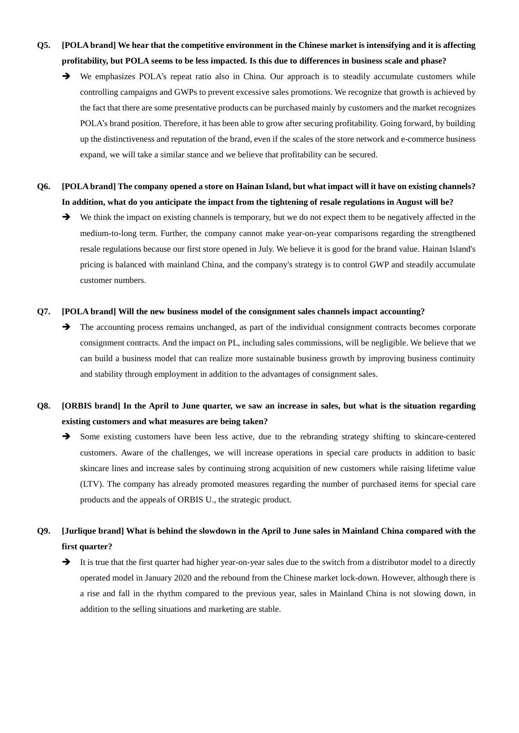**Q5. [POLA brand] We hear that the competitive environment in the Chinese market is intensifying and it is affecting profitability, but POLA seems to be less impacted. Is this due to differences in business scale and phase?**

➔ We emphasizes POLA's repeat ratio also in China. Our approach is to steadily accumulate customers while controlling campaigns and GWPs to prevent excessive sales promotions. We recognize that growth is achieved by the fact that there are some presentative products can be purchased mainly by customers and the market recognizes POLA's brand position. Therefore, it has been able to grow after securing profitability. Going forward, by building up the distinctiveness and reputation of the brand, even if the scales of the store network and e-commerce business expand, we will take a similar stance and we believe that profitability can be secured.

**Q6. [POLA brand] The company opened a store on Hainan Island, but what impact will it have on existing channels? In addition, what do you anticipate the impact from the tightening of resale regulations in August will be?**

➔ We think the impact on existing channels is temporary, but we do not expect them to be negatively affected in the medium-to-long term. Further, the company cannot make year-on-year comparisons regarding the strengthened resale regulations because our first store opened in July. We believe it is good for the brand value. Hainan Island's pricing is balanced with mainland China, and the company's strategy is to control GWP and steadily accumulate customer numbers.

**Q7. [POLA brand] Will the new business model of the consignment sales channels impact accounting?**

➔ The accounting process remains unchanged, as part of the individual consignment contracts becomes corporate consignment contracts. And the impact on PL, including sales commissions, will be negligible. We believe that we can build a business model that can realize more sustainable business growth by improving business continuity and stability through employment in addition to the advantages of consignment sales.

**Q8. [ORBIS brand] In the April to June quarter, we saw an increase in sales, but what is the situation regarding existing customers and what measures are being taken?**

➔ Some existing customers have been less active, due to the rebranding strategy shifting to skincare-centered customers. Aware of the challenges, we will increase operations in special care products in addition to basic skincare lines and increase sales by continuing strong acquisition of new customers while raising lifetime value (LTV). The company has already promoted measures regarding the number of purchased items for special care products and the appeals of ORBIS U., the strategic product.

**Q9. [Jurlique brand] What is behind the slowdown in the April to June sales in Mainland China compared with the first quarter?**

➔ It is true that the first quarter had higher year-on-year sales due to the switch from a distributor model to a directly operated model in January 2020 and the rebound from the Chinese market lock-down. However, although there is a rise and fall in the rhythm compared to the previous year, sales in Mainland China is not slowing down, in addition to the selling situations and marketing are stable.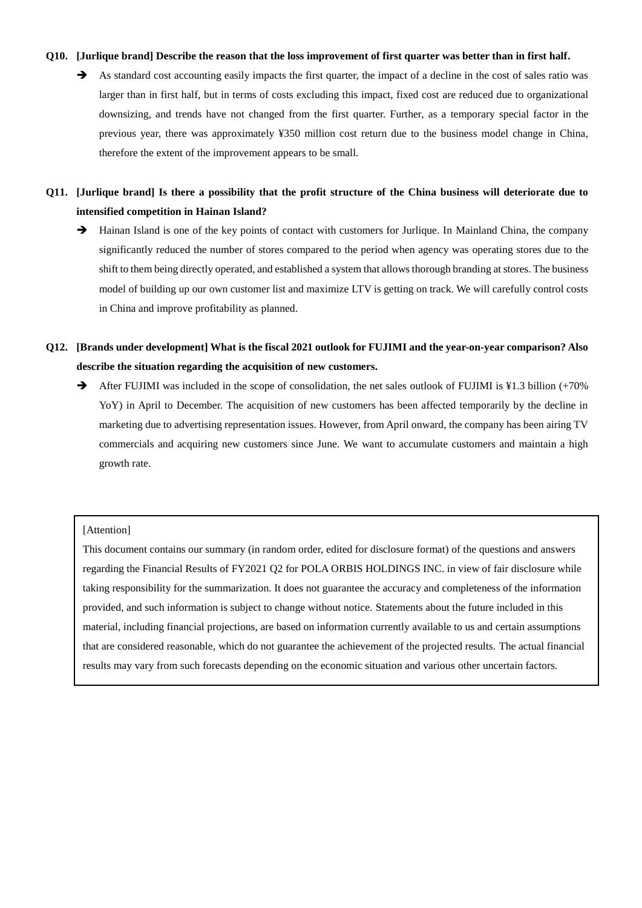**Q10. [Jurlique brand] Describe the reason that the loss improvement of first quarter was better than in first half.**

➔ As standard cost accounting easily impacts the first quarter, the impact of a decline in the cost of sales ratio was larger than in first half, but in terms of costs excluding this impact, fixed cost are reduced due to organizational downsizing, and trends have not changed from the first quarter. Further, as a temporary special factor in the previous year, there was approximately ¥350 million cost return due to the business model change in China, therefore the extent of the improvement appears to be small.

**Q11. [Jurlique brand] Is there a possibility that the profit structure of the China business will deteriorate due to intensified competition in Hainan Island?**

➔ Hainan Island is one of the key points of contact with customers for Jurlique. In Mainland China, the company significantly reduced the number of stores compared to the period when agency was operating stores due to the shift to them being directly operated, and established a system that allows thorough branding at stores. The business model of building up our own customer list and maximize LTV is getting on track. We will carefully control costs in China and improve profitability as planned.

**Q12. [Brands under development] What is the fiscal 2021 outlook for FUJIMI and the year-on-year comparison? Also describe the situation regarding the acquisition of new customers.**

➔ After FUJIMI was included in the scope of consolidation, the net sales outlook of FUJIMI is ¥1.3 billion (+70% YoY) in April to December. The acquisition of new customers has been affected temporarily by the decline in marketing due to advertising representation issues. However, from April onward, the company has been airing TV commercials and acquiring new customers since June. We want to accumulate customers and maintain a high growth rate.

[Attention]

This document contains our summary (in random order, edited for disclosure format) of the questions and answers regarding the Financial Results of FY2021 Q2 for POLA ORBIS HOLDINGS INC. in view of fair disclosure while taking responsibility for the summarization. It does not guarantee the accuracy and completeness of the information provided, and such information is subject to change without notice. Statements about the future included in this material, including financial projections, are based on information currently available to us and certain assumptions that are considered reasonable, which do not guarantee the achievement of the projected results. The actual financial results may vary from such forecasts depending on the economic situation and various other uncertain factors.